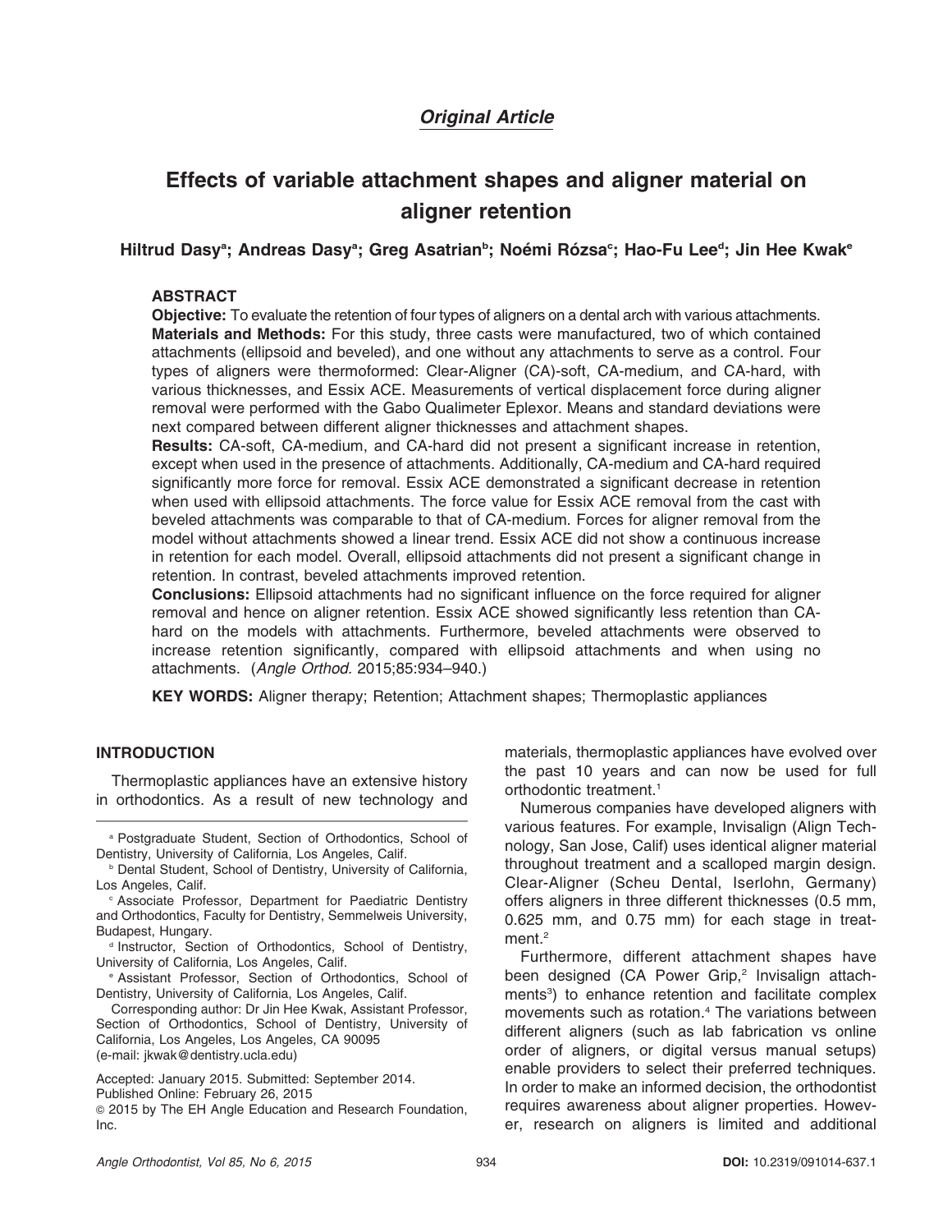*Original Article*

# Effects of variable attachment shapes and aligner material on aligner retention

**Hiltrud Dasy[a]; Andreas Dasy[a]; Greg Asatrian[b]; Noémi Rózsa[c]; Hao-Fu Lee[d]; Jin Hee Kwak[e]**

## ABSTRACT

**Objective:** To evaluate the retention of four types of aligners on a dental arch with various attachments.

**Materials and Methods:** For this study, three casts were manufactured, two of which contained attachments (ellipsoid and beveled), and one without any attachments to serve as a control. Four types of aligners were thermoformed: Clear-Aligner (CA)-soft, CA-medium, and CA-hard, with various thicknesses, and Essix ACE. Measurements of vertical displacement force during aligner removal were performed with the Gabo Qualimeter Eplexor. Means and standard deviations were next compared between different aligner thicknesses and attachment shapes.

**Results:** CA-soft, CA-medium, and CA-hard did not present a significant increase in retention, except when used in the presence of attachments. Additionally, CA-medium and CA-hard required significantly more force for removal. Essix ACE demonstrated a significant decrease in retention when used with ellipsoid attachments. The force value for Essix ACE removal from the cast with beveled attachments was comparable to that of CA-medium. Forces for aligner removal from the model without attachments showed a linear trend. Essix ACE did not show a continuous increase in retention for each model. Overall, ellipsoid attachments did not present a significant change in retention. In contrast, beveled attachments improved retention.

**Conclusions:** Ellipsoid attachments had no significant influence on the force required for aligner removal and hence on aligner retention. Essix ACE showed significantly less retention than CA-hard on the models with attachments. Furthermore, beveled attachments were observed to increase retention significantly, compared with ellipsoid attachments and when using no attachments. (*Angle Orthod*. 2015;85:934–940.)

**KEY WORDS:** Aligner therapy; Retention; Attachment shapes; Thermoplastic appliances

## INTRODUCTION

Thermoplastic appliances have an extensive history in orthodontics. As a result of new technology and materials, thermoplastic appliances have evolved over the past 10 years and can now be used for full orthodontic treatment.[1]

Numerous companies have developed aligners with various features. For example, Invisalign (Align Technology, San Jose, Calif) uses identical aligner material throughout treatment and a scalloped margin design. Clear-Aligner (Scheu Dental, Iserlohn, Germany) offers aligners in three different thicknesses (0.5 mm, 0.625 mm, and 0.75 mm) for each stage in treatment.[2]

Furthermore, different attachment shapes have been designed (CA Power Grip,[2] Invisalign attachments[3]) to enhance retention and facilitate complex movements such as rotation.[4] The variations between different aligners (such as lab fabrication vs online order of aligners, or digital versus manual setups) enable providers to select their preferred techniques. In order to make an informed decision, the orthodontist requires awareness about aligner properties. However, research on aligners is limited and additional

---

[a] Postgraduate Student, Section of Orthodontics, School of Dentistry, University of California, Los Angeles, Calif.

[b] Dental Student, School of Dentistry, University of California, Los Angeles, Calif.

[c] Associate Professor, Department for Paediatric Dentistry and Orthodontics, Faculty for Dentistry, Semmelweis University, Budapest, Hungary.

[d] Instructor, Section of Orthodontics, School of Dentistry, University of California, Los Angeles, Calif.

[e] Assistant Professor, Section of Orthodontics, School of Dentistry, University of California, Los Angeles, Calif.

Corresponding author: Dr Jin Hee Kwak, Assistant Professor, Section of Orthodontics, School of Dentistry, University of California, Los Angeles, Los Angeles, CA 90095 (e-mail: jkwak@dentistry.ucla.edu)

Accepted: January 2015. Submitted: September 2014.
Published Online: February 26, 2015

© 2015 by The EH Angle Education and Research Foundation, Inc.

DOI: 10.2319/091014-637.1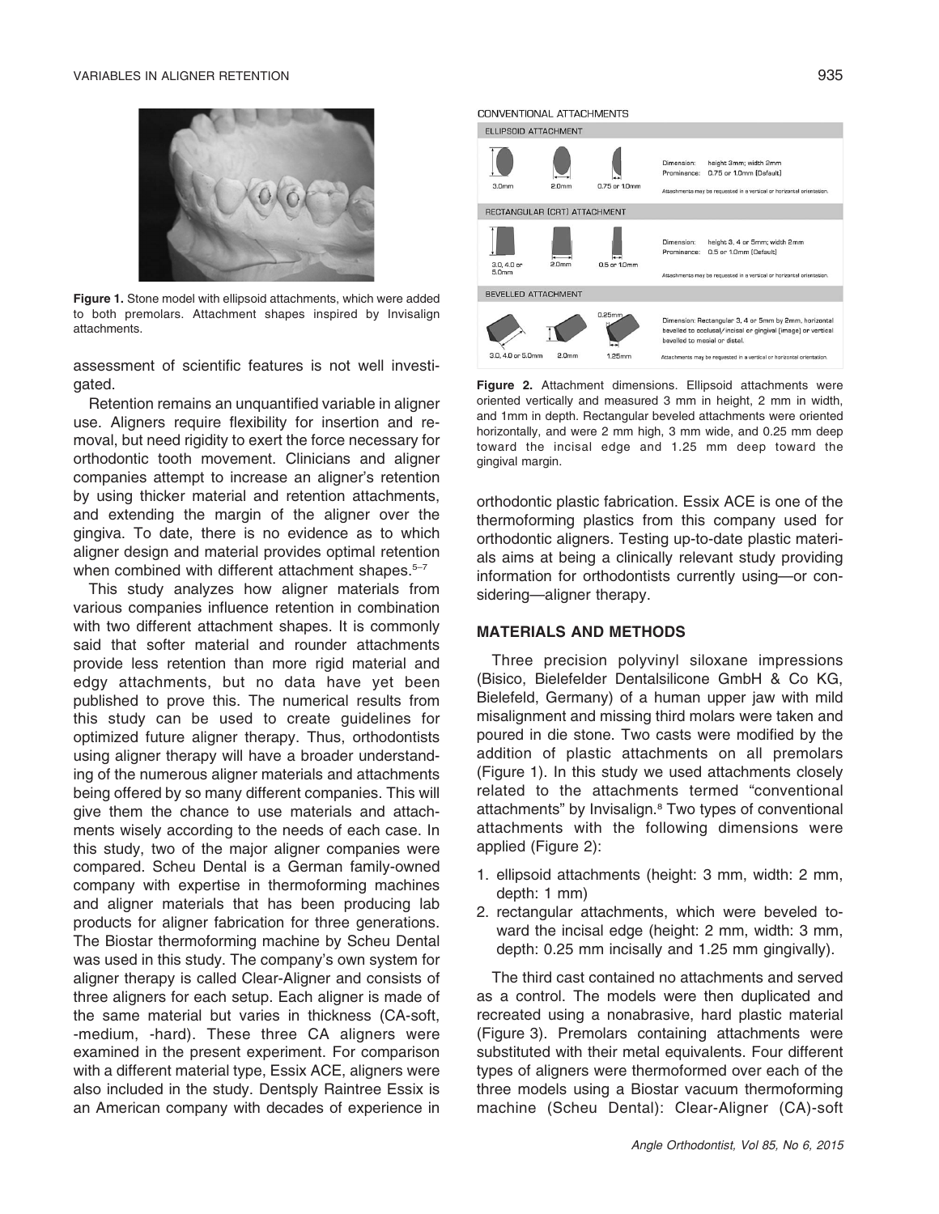Figure 1. Stone model with ellipsoid attachments, which were added to both premolars. Attachment shapes inspired by Invisalign attachments.

assessment of scientific features is not well investigated.

Retention remains an unquantified variable in aligner use. Aligners require flexibility for insertion and removal, but need rigidity to exert the force necessary for orthodontic tooth movement. Clinicians and aligner companies attempt to increase an aligner's retention by using thicker material and retention attachments, and extending the margin of the aligner over the gingiva. To date, there is no evidence as to which aligner design and material provides optimal retention when combined with different attachment shapes.[5–7]

This study analyzes how aligner materials from various companies influence retention in combination with two different attachment shapes. It is commonly said that softer material and rounder attachments provide less retention than more rigid material and edgy attachments, but no data have yet been published to prove this. The numerical results from this study can be used to create guidelines for optimized future aligner therapy. Thus, orthodontists using aligner therapy will have a broader understanding of the numerous aligner materials and attachments being offered by so many different companies. This will give them the chance to use materials and attachments wisely according to the needs of each case. In this study, two of the major aligner companies were compared. Scheu Dental is a German family-owned company with expertise in thermoforming machines and aligner materials that has been producing lab products for aligner fabrication for three generations. The Biostar thermoforming machine by Scheu Dental was used in this study. The company's own system for aligner therapy is called Clear-Aligner and consists of three aligners for each setup. Each aligner is made of the same material but varies in thickness (CA-soft, -medium, -hard). These three CA aligners were examined in the present experiment. For comparison with a different material type, Essix ACE, aligners were also included in the study. Dentsply Raintree Essix is an American company with decades of experience in orthodontic plastic fabrication. Essix ACE is one of the thermoforming plastics from this company used for orthodontic aligners. Testing up-to-date plastic materials aims at being a clinically relevant study providing information for orthodontists currently using—or considering—aligner therapy.

CONVENTIONAL ATTACHMENTS

ELLIPSOID ATTACHMENT

3.0mm | 2.0mm | 0.75 or 1.0mm

Dimension: height 3mm; width 2mm
Prominence: 0.75 or 1.0mm (Default)

Attachments may be requested in a vertical or horizontal orientation.

RECTANGULAR (CRT) ATTACHMENT

3.0, 4.0 or 5.0mm | 2.0mm | 0.5 or 1.0mm

Dimension: height 3, 4 or 5mm; width 2mm
Prominence: 0.5 or 1.0mm (Default)

Attachments may be requested in a vertical or horizontal orientation.

BEVELLED ATTACHMENT

3.0, 4.0 or 5.0mm | 2.0mm | 0.25mm | 1.25mm

Dimension: Rectangular 3, 4 or 5mm by 2mm, horizontal bevelled to occlusal/incisal or gingival (image) or vertical bevelled to mesial or distal.

Attachments may be requested in a vertical or horizontal orientation.

Figure 2. Attachment dimensions. Ellipsoid attachments were oriented vertically and measured 3 mm in height, 2 mm in width, and 1mm in depth. Rectangular beveled attachments were oriented horizontally, and were 2 mm high, 3 mm wide, and 0.25 mm deep toward the incisal edge and 1.25 mm deep toward the gingival margin.

## MATERIALS AND METHODS

Three precision polyvinyl siloxane impressions (Bisico, Bielefelder Dentalsilicone GmbH & Co KG, Bielefeld, Germany) of a human upper jaw with mild misalignment and missing third molars were taken and poured in die stone. Two casts were modified by the addition of plastic attachments on all premolars (Figure 1). In this study we used attachments closely related to the attachments termed "conventional attachments" by Invisalign.[8] Two types of conventional attachments with the following dimensions were applied (Figure 2):

1. ellipsoid attachments (height: 3 mm, width: 2 mm, depth: 1 mm)
2. rectangular attachments, which were beveled toward the incisal edge (height: 2 mm, width: 3 mm, depth: 0.25 mm incisally and 1.25 mm gingivally).

The third cast contained no attachments and served as a control. The models were then duplicated and recreated using a nonabrasive, hard plastic material (Figure 3). Premolars containing attachments were substituted with their metal equivalents. Four different types of aligners were thermoformed over each of the three models using a Biostar vacuum thermoforming machine (Scheu Dental): Clear-Aligner (CA)-soft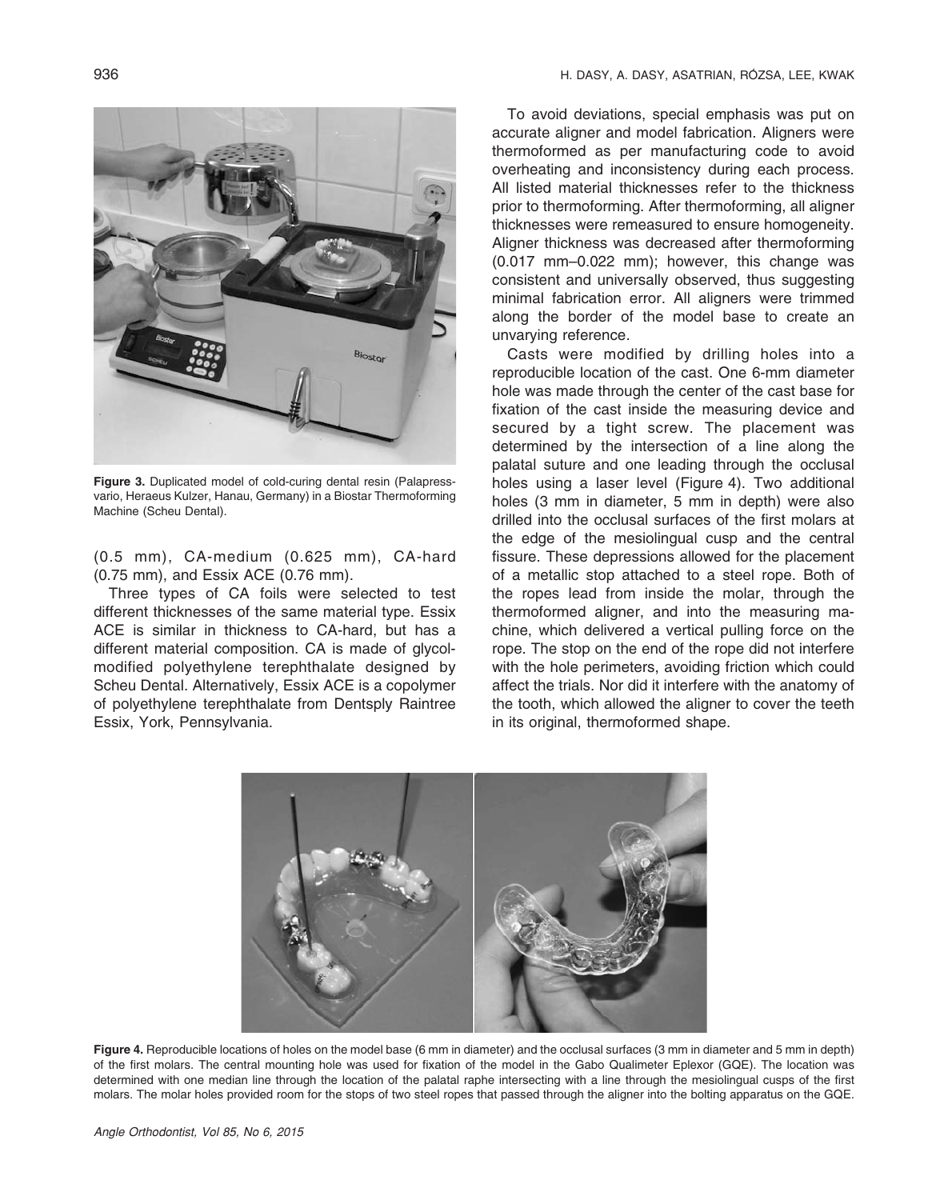Figure 3. Duplicated model of cold-curing dental resin (Palapress-vario, Heraeus Kulzer, Hanau, Germany) in a Biostar Thermoforming Machine (Scheu Dental).

(0.5 mm), CA-medium (0.625 mm), CA-hard (0.75 mm), and Essix ACE (0.76 mm).

Three types of CA foils were selected to test different thicknesses of the same material type. Essix ACE is similar in thickness to CA-hard, but has a different material composition. CA is made of glycol-modified polyethylene terephthalate designed by Scheu Dental. Alternatively, Essix ACE is a copolymer of polyethylene terephthalate from Dentsply Raintree Essix, York, Pennsylvania.

To avoid deviations, special emphasis was put on accurate aligner and model fabrication. Aligners were thermoformed as per manufacturing code to avoid overheating and inconsistency during each process. All listed material thicknesses refer to the thickness prior to thermoforming. After thermoforming, all aligner thicknesses were remeasured to ensure homogeneity. Aligner thickness was decreased after thermoforming (0.017 mm–0.022 mm); however, this change was consistent and universally observed, thus suggesting minimal fabrication error. All aligners were trimmed along the border of the model base to create an unvarying reference.

Casts were modified by drilling holes into a reproducible location of the cast. One 6-mm diameter hole was made through the center of the cast base for fixation of the cast inside the measuring device and secured by a tight screw. The placement was determined by the intersection of a line along the palatal suture and one leading through the occlusal holes using a laser level (Figure 4). Two additional holes (3 mm in diameter, 5 mm in depth) were also drilled into the occlusal surfaces of the first molars at the edge of the mesiolingual cusp and the central fissure. These depressions allowed for the placement of a metallic stop attached to a steel rope. Both of the ropes lead from inside the molar, through the thermoformed aligner, and into the measuring machine, which delivered a vertical pulling force on the rope. The stop on the end of the rope did not interfere with the hole perimeters, avoiding friction which could affect the trials. Nor did it interfere with the anatomy of the tooth, which allowed the aligner to cover the teeth in its original, thermoformed shape.

Figure 4. Reproducible locations of holes on the model base (6 mm in diameter) and the occlusal surfaces (3 mm in diameter and 5 mm in depth) of the first molars. The central mounting hole was used for fixation of the model in the Gabo Qualimeter Eplexor (GQE). The location was determined with one median line through the location of the palatal raphe intersecting with a line through the mesiolingual cusps of the first molars. The molar holes provided room for the stops of two steel ropes that passed through the aligner into the bolting apparatus on the GQE.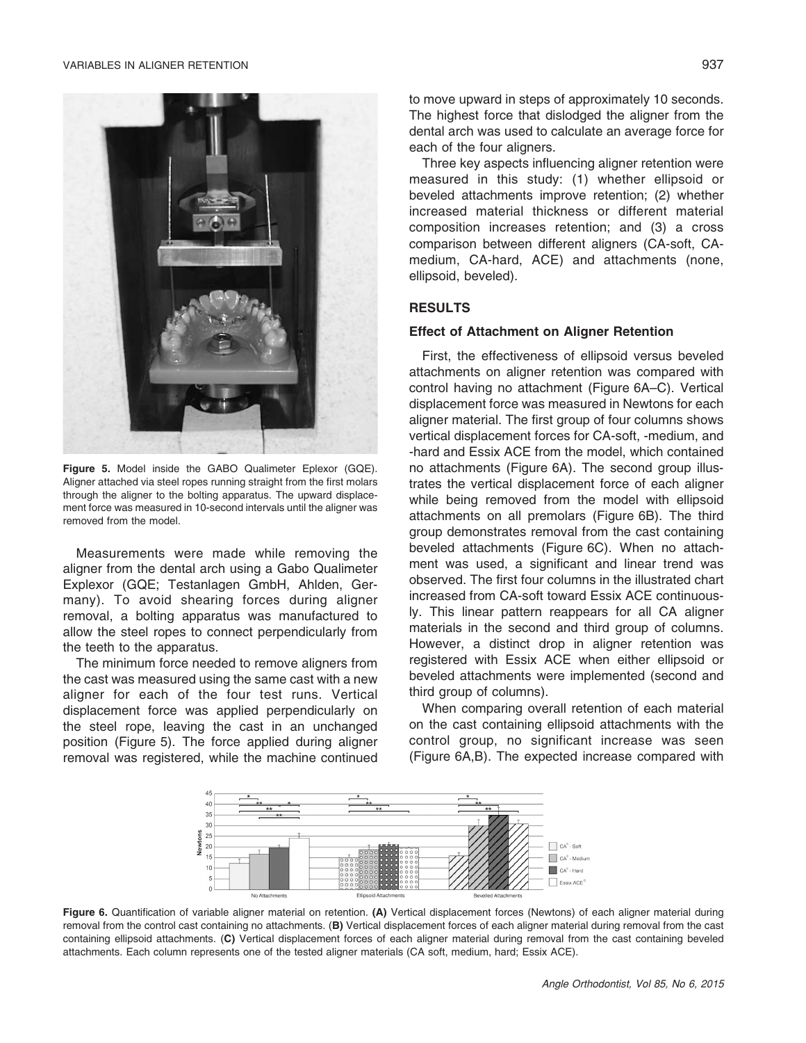Figure 5. Model inside the GABO Qualimeter Eplexor (GQE). Aligner attached via steel ropes running straight from the first molars through the aligner to the bolting apparatus. The upward displacement force was measured in 10-second intervals until the aligner was removed from the model.

Measurements were made while removing the aligner from the dental arch using a Gabo Qualimeter Explexor (GQE; Testanlagen GmbH, Ahlden, Germany). To avoid shearing forces during aligner removal, a bolting apparatus was manufactured to allow the steel ropes to connect perpendicularly from the teeth to the apparatus.

The minimum force needed to remove aligners from the cast was measured using the same cast with a new aligner for each of the four test runs. Vertical displacement force was applied perpendicularly on the steel rope, leaving the cast in an unchanged position (Figure 5). The force applied during aligner removal was registered, while the machine continued to move upward in steps of approximately 10 seconds. The highest force that dislodged the aligner from the dental arch was used to calculate an average force for each of the four aligners.

Three key aspects influencing aligner retention were measured in this study: (1) whether ellipsoid or beveled attachments improve retention; (2) whether increased material thickness or different material composition increases retention; and (3) a cross comparison between different aligners (CA-soft, CA-medium, CA-hard, ACE) and attachments (none, ellipsoid, beveled).

## RESULTS

### Effect of Attachment on Aligner Retention

First, the effectiveness of ellipsoid versus beveled attachments on aligner retention was compared with control having no attachment (Figure 6A–C). Vertical displacement force was measured in Newtons for each aligner material. The first group of four columns shows vertical displacement forces for CA-soft, -medium, and -hard and Essix ACE from the model, which contained no attachments (Figure 6A). The second group illustrates the vertical displacement force of each aligner while being removed from the model with ellipsoid attachments on all premolars (Figure 6B). The third group demonstrates removal from the cast containing beveled attachments (Figure 6C). When no attachment was used, a significant and linear trend was observed. The first four columns in the illustrated chart increased from CA-soft toward Essix ACE continuously. This linear pattern reappears for all CA aligner materials in the second and third group of columns. However, a distinct drop in aligner retention was registered with Essix ACE when either ellipsoid or beveled attachments were implemented (second and third group of columns).

When comparing overall retention of each material on the cast containing ellipsoid attachments with the control group, no significant increase was seen (Figure 6A,B). The expected increase compared with

Figure 6. Quantification of variable aligner material on retention. **(A)** Vertical displacement forces (Newtons) of each aligner material during removal from the control cast containing no attachments. (**B**) Vertical displacement forces of each aligner material during removal from the cast containing ellipsoid attachments. (**C**) Vertical displacement forces of each aligner material during removal from the cast containing beveled attachments. Each column represents one of the tested aligner materials (CA soft, medium, hard; Essix ACE).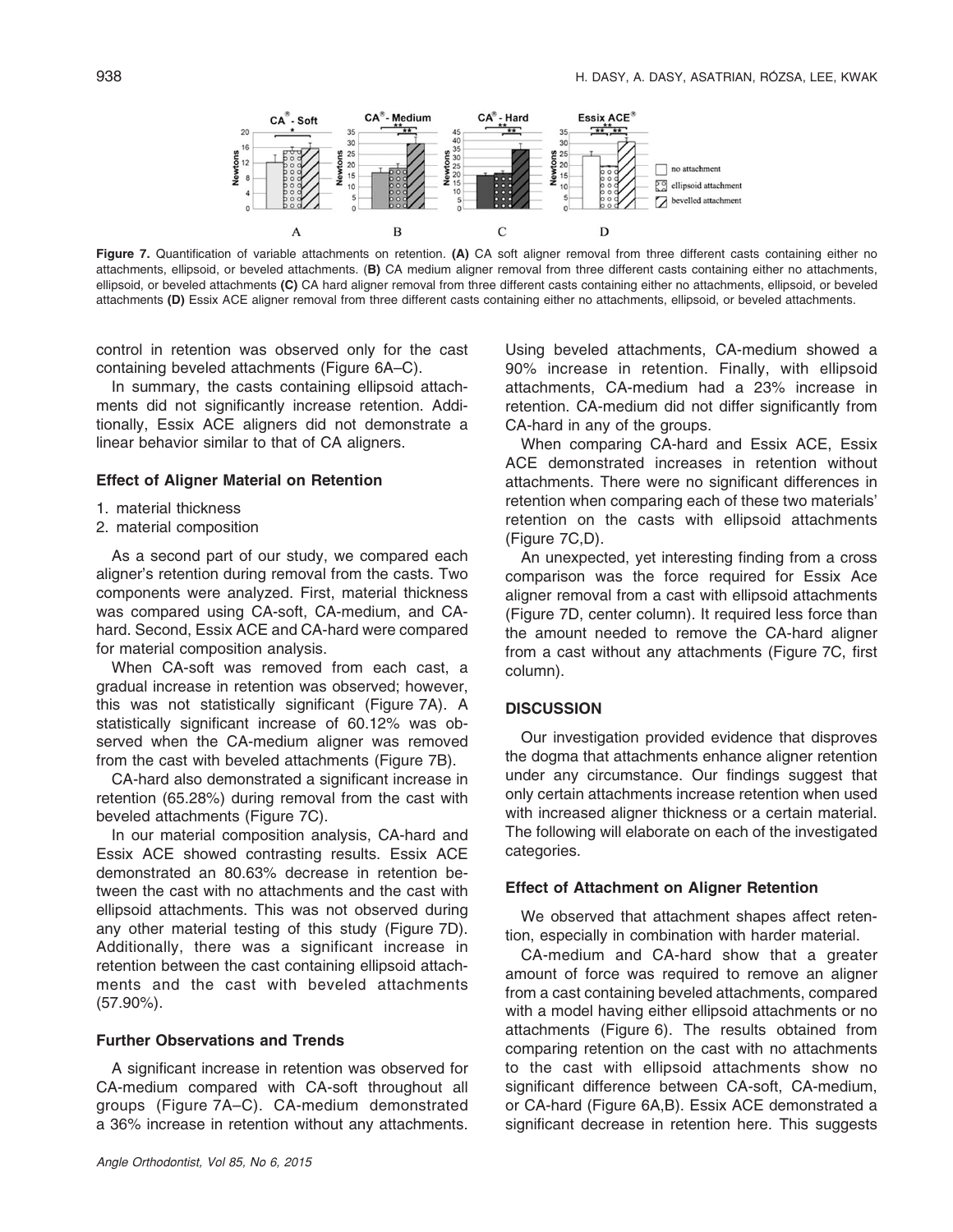Figure 7. Quantification of variable attachments on retention. **(A)** CA soft aligner removal from three different casts containing either no attachments, ellipsoid, or beveled attachments. (**B**) CA medium aligner removal from three different casts containing either no attachments, ellipsoid, or beveled attachments **(C)** CA hard aligner removal from three different casts containing either no attachments, ellipsoid, or beveled attachments **(D)** Essix ACE aligner removal from three different casts containing either no attachments, ellipsoid, or beveled attachments.

control in retention was observed only for the cast containing beveled attachments (Figure 6A–C).

In summary, the casts containing ellipsoid attachments did not significantly increase retention. Additionally, Essix ACE aligners did not demonstrate a linear behavior similar to that of CA aligners.

### Effect of Aligner Material on Retention

1. material thickness
2. material composition

As a second part of our study, we compared each aligner's retention during removal from the casts. Two components were analyzed. First, material thickness was compared using CA-soft, CA-medium, and CA-hard. Second, Essix ACE and CA-hard were compared for material composition analysis.

When CA-soft was removed from each cast, a gradual increase in retention was observed; however, this was not statistically significant (Figure 7A). A statistically significant increase of 60.12% was observed when the CA-medium aligner was removed from the cast with beveled attachments (Figure 7B).

CA-hard also demonstrated a significant increase in retention (65.28%) during removal from the cast with beveled attachments (Figure 7C).

In our material composition analysis, CA-hard and Essix ACE showed contrasting results. Essix ACE demonstrated an 80.63% decrease in retention between the cast with no attachments and the cast with ellipsoid attachments. This was not observed during any other material testing of this study (Figure 7D). Additionally, there was a significant increase in retention between the cast containing ellipsoid attachments and the cast with beveled attachments (57.90%).

### Further Observations and Trends

A significant increase in retention was observed for CA-medium compared with CA-soft throughout all groups (Figure 7A–C). CA-medium demonstrated a 36% increase in retention without any attachments. Using beveled attachments, CA-medium showed a 90% increase in retention. Finally, with ellipsoid attachments, CA-medium had a 23% increase in retention. CA-medium did not differ significantly from CA-hard in any of the groups.

When comparing CA-hard and Essix ACE, Essix ACE demonstrated increases in retention without attachments. There were no significant differences in retention when comparing each of these two materials' retention on the casts with ellipsoid attachments (Figure 7C,D).

An unexpected, yet interesting finding from a cross comparison was the force required for Essix Ace aligner removal from a cast with ellipsoid attachments (Figure 7D, center column). It required less force than the amount needed to remove the CA-hard aligner from a cast without any attachments (Figure 7C, first column).

## DISCUSSION

Our investigation provided evidence that disproves the dogma that attachments enhance aligner retention under any circumstance. Our findings suggest that only certain attachments increase retention when used with increased aligner thickness or a certain material. The following will elaborate on each of the investigated categories.

### Effect of Attachment on Aligner Retention

We observed that attachment shapes affect retention, especially in combination with harder material.

CA-medium and CA-hard show that a greater amount of force was required to remove an aligner from a cast containing beveled attachments, compared with a model having either ellipsoid attachments or no attachments (Figure 6). The results obtained from comparing retention on the cast with no attachments to the cast with ellipsoid attachments show no significant difference between CA-soft, CA-medium, or CA-hard (Figure 6A,B). Essix ACE demonstrated a significant decrease in retention here. This suggests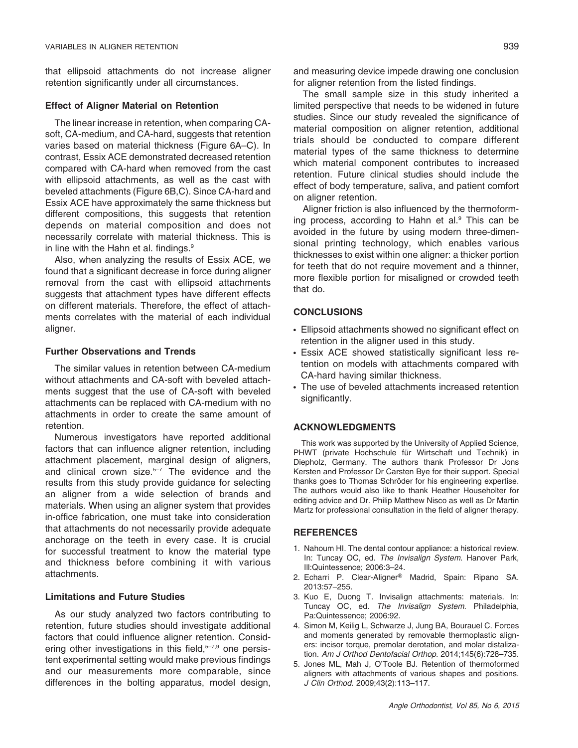that ellipsoid attachments do not increase aligner retention significantly under all circumstances.

### Effect of Aligner Material on Retention

The linear increase in retention, when comparing CA-soft, CA-medium, and CA-hard, suggests that retention varies based on material thickness (Figure 6A–C). In contrast, Essix ACE demonstrated decreased retention compared with CA-hard when removed from the cast with ellipsoid attachments, as well as the cast with beveled attachments (Figure 6B,C). Since CA-hard and Essix ACE have approximately the same thickness but different compositions, this suggests that retention depends on material composition and does not necessarily correlate with material thickness. This is in line with the Hahn et al. findings.[9]

Also, when analyzing the results of Essix ACE, we found that a significant decrease in force during aligner removal from the cast with ellipsoid attachments suggests that attachment types have different effects on different materials. Therefore, the effect of attachments correlates with the material of each individual aligner.

### Further Observations and Trends

The similar values in retention between CA-medium without attachments and CA-soft with beveled attachments suggest that the use of CA-soft with beveled attachments can be replaced with CA-medium with no attachments in order to create the same amount of retention.

Numerous investigators have reported additional factors that can influence aligner retention, including attachment placement, marginal design of aligners, and clinical crown size.[5–7] The evidence and the results from this study provide guidance for selecting an aligner from a wide selection of brands and materials. When using an aligner system that provides in-office fabrication, one must take into consideration that attachments do not necessarily provide adequate anchorage on the teeth in every case. It is crucial for successful treatment to know the material type and thickness before combining it with various attachments.

### Limitations and Future Studies

As our study analyzed two factors contributing to retention, future studies should investigate additional factors that could influence aligner retention. Considering other investigations in this field,[5–7,9] one persistent experimental setting would make previous findings and our measurements more comparable, since differences in the bolting apparatus, model design, and measuring device impede drawing one conclusion for aligner retention from the listed findings.

The small sample size in this study inherited a limited perspective that needs to be widened in future studies. Since our study revealed the significance of material composition on aligner retention, additional trials should be conducted to compare different material types of the same thickness to determine which material component contributes to increased retention. Future clinical studies should include the effect of body temperature, saliva, and patient comfort on aligner retention.

Aligner friction is also influenced by the thermoforming process, according to Hahn et al.[9] This can be avoided in the future by using modern three-dimensional printing technology, which enables various thicknesses to exist within one aligner: a thicker portion for teeth that do not require movement and a thinner, more flexible portion for misaligned or crowded teeth that do.

## CONCLUSIONS

- Ellipsoid attachments showed no significant effect on retention in the aligner used in this study.
- Essix ACE showed statistically significant less retention on models with attachments compared with CA-hard having similar thickness.
- The use of beveled attachments increased retention significantly.

## ACKNOWLEDGMENTS

This work was supported by the University of Applied Science, PHWT (private Hochschule für Wirtschaft und Technik) in Diepholz, Germany. The authors thank Professor Dr Jons Kersten and Professor Dr Carsten Bye for their support. Special thanks goes to Thomas Schröder for his engineering expertise. The authors would also like to thank Heather Householter for editing advice and Dr. Philip Matthew Nisco as well as Dr Martin Martz for professional consultation in the field of aligner therapy.

## REFERENCES

1. Nahoum HI. The dental contour appliance: a historical review. In: Tuncay OC, ed. *The Invisalign System*. Hanover Park, Ill:Quintessence; 2006:3–24.
2. Echarri P. Clear-Aligner® Madrid, Spain: Ripano SA. 2013:57–255.
3. Kuo E, Duong T. Invisalign attachments: materials. In: Tuncay OC, ed. *The Invisalign System*. Philadelphia, Pa:Quintessence; 2006:92.
4. Simon M, Keilig L, Schwarze J, Jung BA, Bourauel C. Forces and moments generated by removable thermoplastic aligners: incisor torque, premolar derotation, and molar distalization. *Am J Orthod Dentofacial Orthop*. 2014;145(6):728–735.
5. Jones ML, Mah J, O'Toole BJ. Retention of thermoformed aligners with attachments of various shapes and positions. *J Clin Orthod*. 2009;43(2):113–117.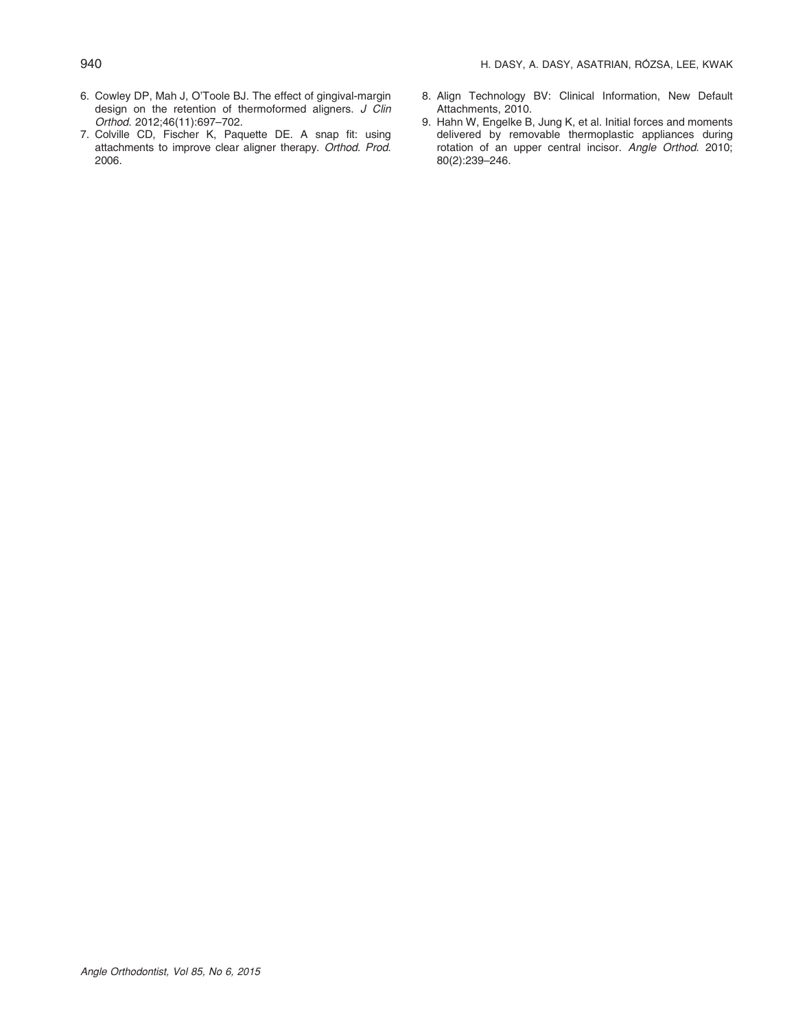6. Cowley DP, Mah J, O'Toole BJ. The effect of gingival-margin design on the retention of thermoformed aligners. *J Clin Orthod*. 2012;46(11):697–702.
7. Colville CD, Fischer K, Paquette DE. A snap fit: using attachments to improve clear aligner therapy. *Orthod. Prod*. 2006.
8. Align Technology BV: Clinical Information, New Default Attachments, 2010.
9. Hahn W, Engelke B, Jung K, et al. Initial forces and moments delivered by removable thermoplastic appliances during rotation of an upper central incisor. *Angle Orthod*. 2010; 80(2):239–246.